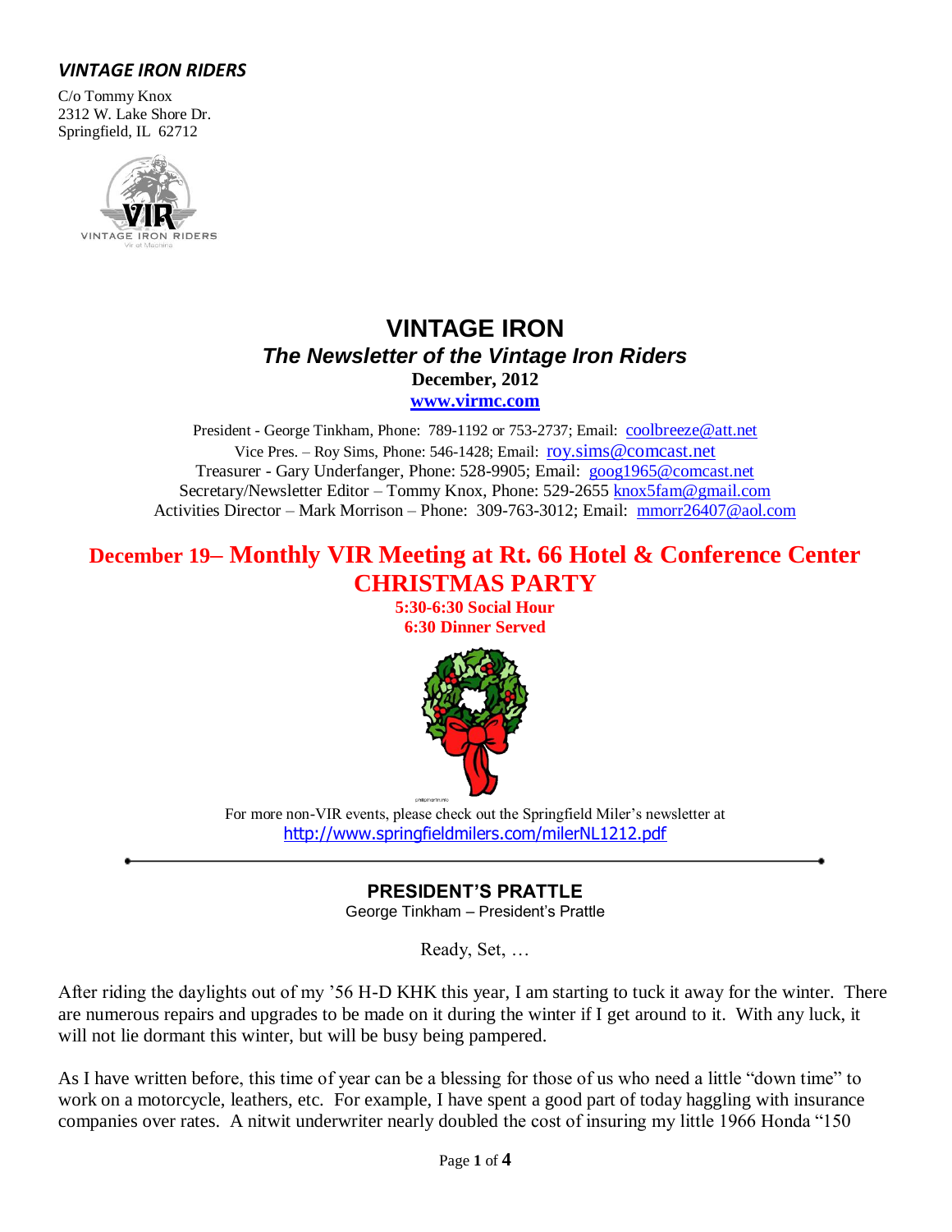***VINTAGE IRON RIDERS***

C/o Tommy Knox
2312 W. Lake Shore Dr.
Springfield, IL 62712

# VINTAGE IRON

## *The Newsletter of the Vintage Iron Riders*

**December, 2012**

**www.virmc.com**

President - George Tinkham, Phone: 789-1192 or 753-2737; Email: coolbreeze@att.net
Vice Pres. – Roy Sims, Phone: 546-1428; Email: roy.sims@comcast.net
Treasurer - Gary Underfanger, Phone: 528-9905; Email: goog1965@comcast.net
Secretary/Newsletter Editor – Tommy Knox, Phone: 529-2655 knox5fam@gmail.com
Activities Director – Mark Morrison – Phone: 309-763-3012; Email: mmorr26407@aol.com

## December 19– Monthly VIR Meeting at Rt. 66 Hotel & Conference Center CHRISTMAS PARTY

**5:30-6:30 Social Hour**
**6:30 Dinner Served**

For more non-VIR events, please check out the Springfield Miler's newsletter at
http://www.springfieldmilers.com/milerNL1212.pdf

---

## PRESIDENT'S PRATTLE

George Tinkham – President's Prattle

Ready, Set, …

After riding the daylights out of my '56 H-D KHK this year, I am starting to tuck it away for the winter. There are numerous repairs and upgrades to be made on it during the winter if I get around to it. With any luck, it will not lie dormant this winter, but will be busy being pampered.

As I have written before, this time of year can be a blessing for those of us who need a little "down time" to work on a motorcycle, leathers, etc. For example, I have spent a good part of today haggling with insurance companies over rates. A nitwit underwriter nearly doubled the cost of insuring my little 1966 Honda "150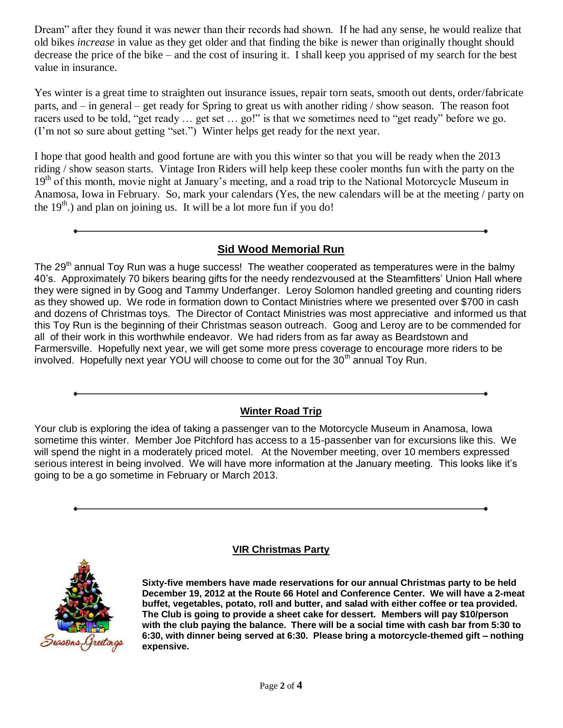Dream" after they found it was newer than their records had shown. If he had any sense, he would realize that old bikes *increase* in value as they get older and that finding the bike is newer than originally thought should decrease the price of the bike – and the cost of insuring it. I shall keep you apprised of my search for the best value in insurance.

Yes winter is a great time to straighten out insurance issues, repair torn seats, smooth out dents, order/fabricate parts, and – in general – get ready for Spring to great us with another riding / show season. The reason foot racers used to be told, "get ready … get set … go!" is that we sometimes need to "get ready" before we go. (I'm not so sure about getting "set.") Winter helps get ready for the next year.

I hope that good health and good fortune are with you this winter so that you will be ready when the 2013 riding / show season starts. Vintage Iron Riders will help keep these cooler months fun with the party on the 19th of this month, movie night at January's meeting, and a road trip to the National Motorcycle Museum in Anamosa, Iowa in February. So, mark your calendars (Yes, the new calendars will be at the meeting / party on the 19th.) and plan on joining us. It will be a lot more fun if you do!

---

## Sid Wood Memorial Run

The 29th annual Toy Run was a huge success! The weather cooperated as temperatures were in the balmy 40's. Approximately 70 bikers bearing gifts for the needy rendezvoused at the Steamfitters' Union Hall where they were signed in by Goog and Tammy Underfanger. Leroy Solomon handled greeting and counting riders as they showed up. We rode in formation down to Contact Ministries where we presented over $700 in cash and dozens of Christmas toys. The Director of Contact Ministries was most appreciative and informed us that this Toy Run is the beginning of their Christmas season outreach. Goog and Leroy are to be commended for all of their work in this worthwhile endeavor. We had riders from as far away as Beardstown and Farmersville. Hopefully next year, we will get some more press coverage to encourage more riders to be involved. Hopefully next year YOU will choose to come out for the 30th annual Toy Run.

---

## Winter Road Trip

Your club is exploring the idea of taking a passenger van to the Motorcycle Museum in Anamosa, Iowa sometime this winter. Member Joe Pitchford has access to a 15-passenber van for excursions like this. We will spend the night in a moderately priced motel. At the November meeting, over 10 members expressed serious interest in being involved. We will have more information at the January meeting. This looks like it's going to be a go sometime in February or March 2013.

---

## VIR Christmas Party

**Sixty-five members have made reservations for our annual Christmas party to be held December 19, 2012 at the Route 66 Hotel and Conference Center. We will have a 2-meat buffet, vegetables, potato, roll and butter, and salad with either coffee or tea provided. The Club is going to provide a sheet cake for dessert. Members will pay $10/person with the club paying the balance. There will be a social time with cash bar from 5:30 to 6:30, with dinner being served at 6:30. Please bring a motorcycle-themed gift – nothing expensive.**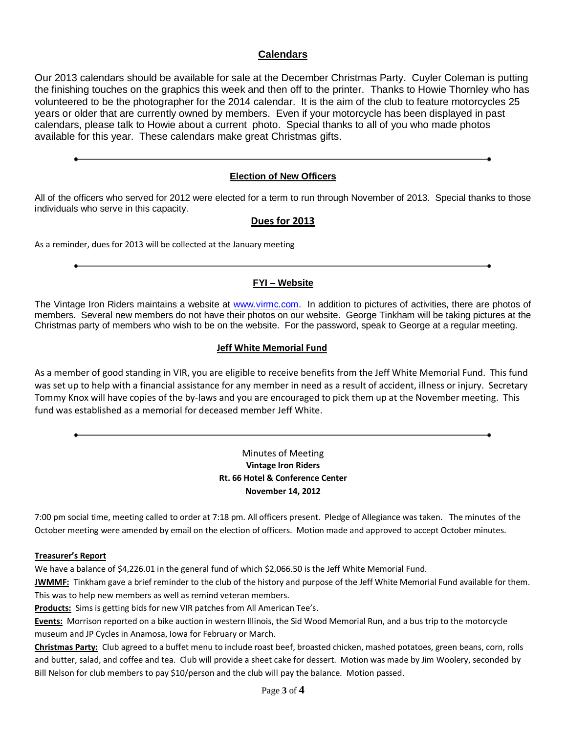## Calendars

Our 2013 calendars should be available for sale at the December Christmas Party. Cuyler Coleman is putting the finishing touches on the graphics this week and then off to the printer. Thanks to Howie Thornley who has volunteered to be the photographer for the 2014 calendar. It is the aim of the club to feature motorcycles 25 years or older that are currently owned by members. Even if your motorcycle has been displayed in past calendars, please talk to Howie about a current photo. Special thanks to all of you who made photos available for this year. These calendars make great Christmas gifts.

---

## Election of New Officers

All of the officers who served for 2012 were elected for a term to run through November of 2013. Special thanks to those individuals who serve in this capacity.

## Dues for 2013

As a reminder, dues for 2013 will be collected at the January meeting

---

## FYI – Website

The Vintage Iron Riders maintains a website at www.virmc.com. In addition to pictures of activities, there are photos of members. Several new members do not have their photos on our website. George Tinkham will be taking pictures at the Christmas party of members who wish to be on the website. For the password, speak to George at a regular meeting.

## Jeff White Memorial Fund

As a member of good standing in VIR, you are eligible to receive benefits from the Jeff White Memorial Fund. This fund was set up to help with a financial assistance for any member in need as a result of accident, illness or injury. Secretary Tommy Knox will have copies of the by-laws and you are encouraged to pick them up at the November meeting. This fund was established as a memorial for deceased member Jeff White.

---

Minutes of Meeting
**Vintage Iron Riders**
**Rt. 66 Hotel & Conference Center**
**November 14, 2012**

7:00 pm social time, meeting called to order at 7:18 pm. All officers present. Pledge of Allegiance was taken. The minutes of the October meeting were amended by email on the election of officers. Motion made and approved to accept October minutes.

**Treasurer's Report**

We have a balance of $4,226.01 in the general fund of which $2,066.50 is the Jeff White Memorial Fund.

**JWMMF:** Tinkham gave a brief reminder to the club of the history and purpose of the Jeff White Memorial Fund available for them. This was to help new members as well as remind veteran members.

**Products:** Sims is getting bids for new VIR patches from All American Tee's.

**Events:** Morrison reported on a bike auction in western Illinois, the Sid Wood Memorial Run, and a bus trip to the motorcycle museum and JP Cycles in Anamosa, Iowa for February or March.

**Christmas Party:** Club agreed to a buffet menu to include roast beef, broasted chicken, mashed potatoes, green beans, corn, rolls and butter, salad, and coffee and tea. Club will provide a sheet cake for dessert. Motion was made by Jim Woolery, seconded by Bill Nelson for club members to pay $10/person and the club will pay the balance. Motion passed.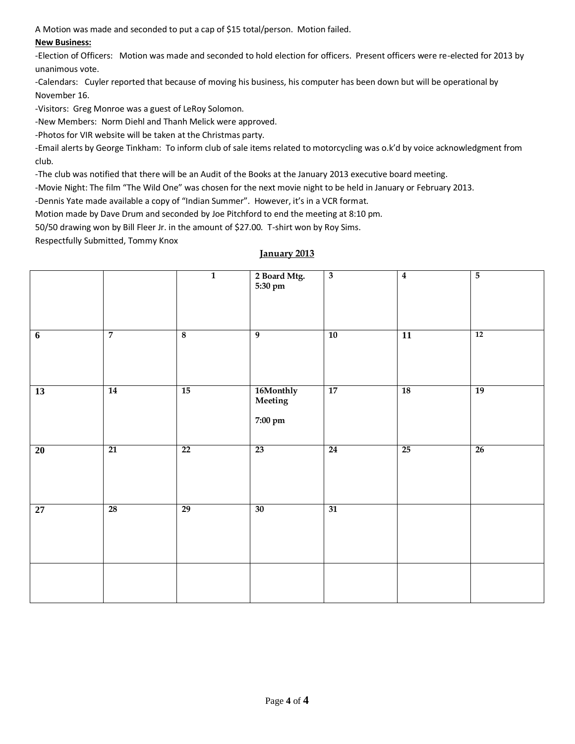A Motion was made and seconded to put a cap of $15 total/person. Motion failed.

**New Business:**

-Election of Officers: Motion was made and seconded to hold election for officers. Present officers were re-elected for 2013 by unanimous vote.

-Calendars: Cuyler reported that because of moving his business, his computer has been down but will be operational by November 16.

-Visitors: Greg Monroe was a guest of LeRoy Solomon.

-New Members: Norm Diehl and Thanh Melick were approved.

-Photos for VIR website will be taken at the Christmas party.

-Email alerts by George Tinkham: To inform club of sale items related to motorcycling was o.k'd by voice acknowledgment from club.

-The club was notified that there will be an Audit of the Books at the January 2013 executive board meeting.

-Movie Night: The film "The Wild One" was chosen for the next movie night to be held in January or February 2013.

-Dennis Yate made available a copy of "Indian Summer". However, it's in a VCR format.

Motion made by Dave Drum and seconded by Joe Pitchford to end the meeting at 8:10 pm.

50/50 drawing won by Bill Fleer Jr. in the amount of $27.00. T-shirt won by Roy Sims.

Respectfully Submitted, Tommy Knox

**January 2013**

| | | | | | | |
|---|---|---|---|---|---|---|
| | | 1 | 2 Board Mtg. 5:30 pm | 3 | 4 | 5 |
| 6 | 7 | 8 | 9 | 10 | 11 | 12 |
| 13 | 14 | 15 | 16Monthly Meeting 7:00 pm | 17 | 18 | 19 |
| 20 | 21 | 22 | 23 | 24 | 25 | 26 |
| 27 | 28 | 29 | 30 | 31 | | |
| | | | | | | |